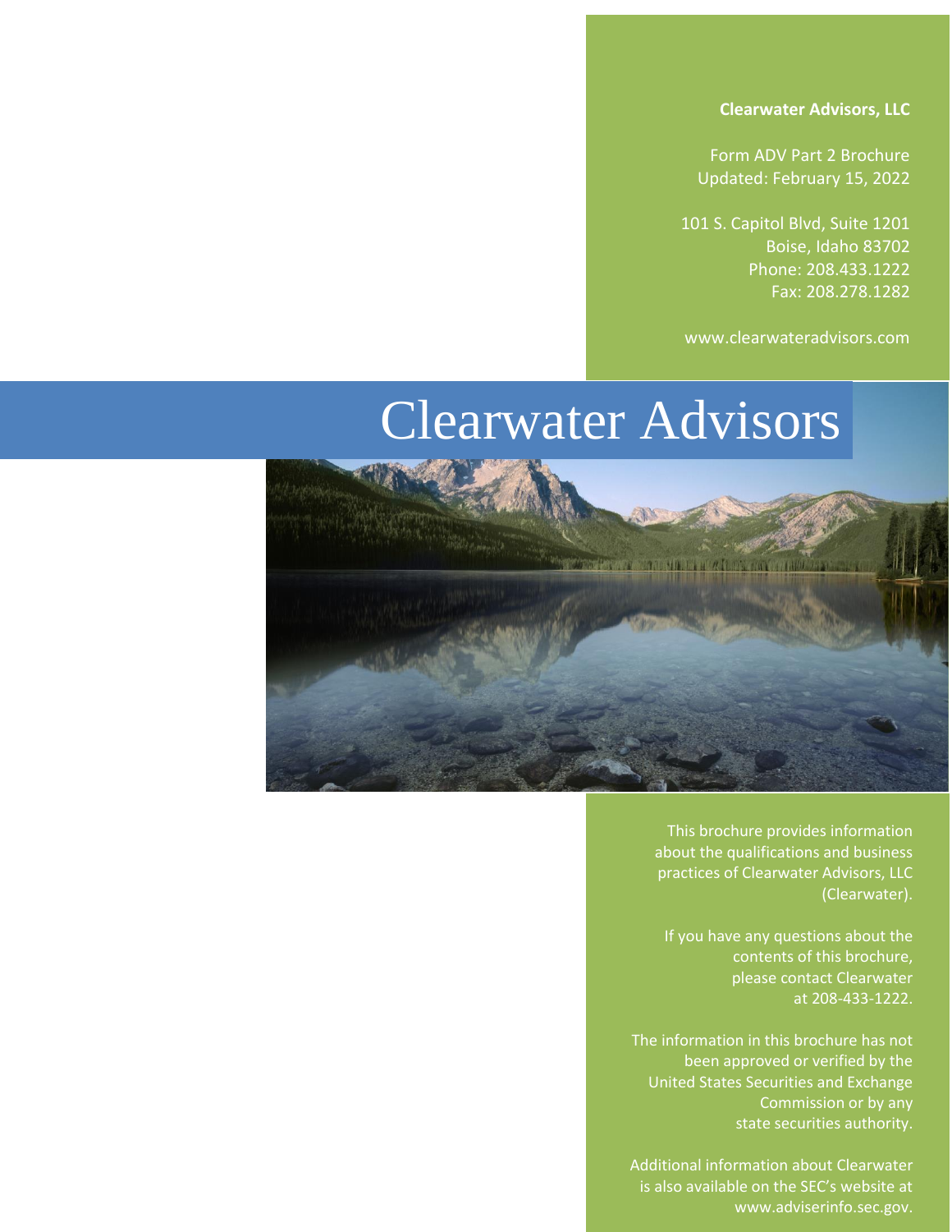**Clearwater Advisors, LLC**

Form ADV Part 2 Brochure
Updated: February 15, 2022

101 S. Capitol Blvd, Suite 1201
Boise, Idaho 83702
Phone: 208.433.1222
Fax: 208.278.1282

www.clearwateradvisors.com

# Clearwater Advisors

This brochure provides information about the qualifications and business practices of Clearwater Advisors, LLC (Clearwater).

If you have any questions about the contents of this brochure, please contact Clearwater at 208-433-1222.

The information in this brochure has not been approved or verified by the United States Securities and Exchange Commission or by any state securities authority.

Additional information about Clearwater is also available on the SEC's website at www.adviserinfo.sec.gov.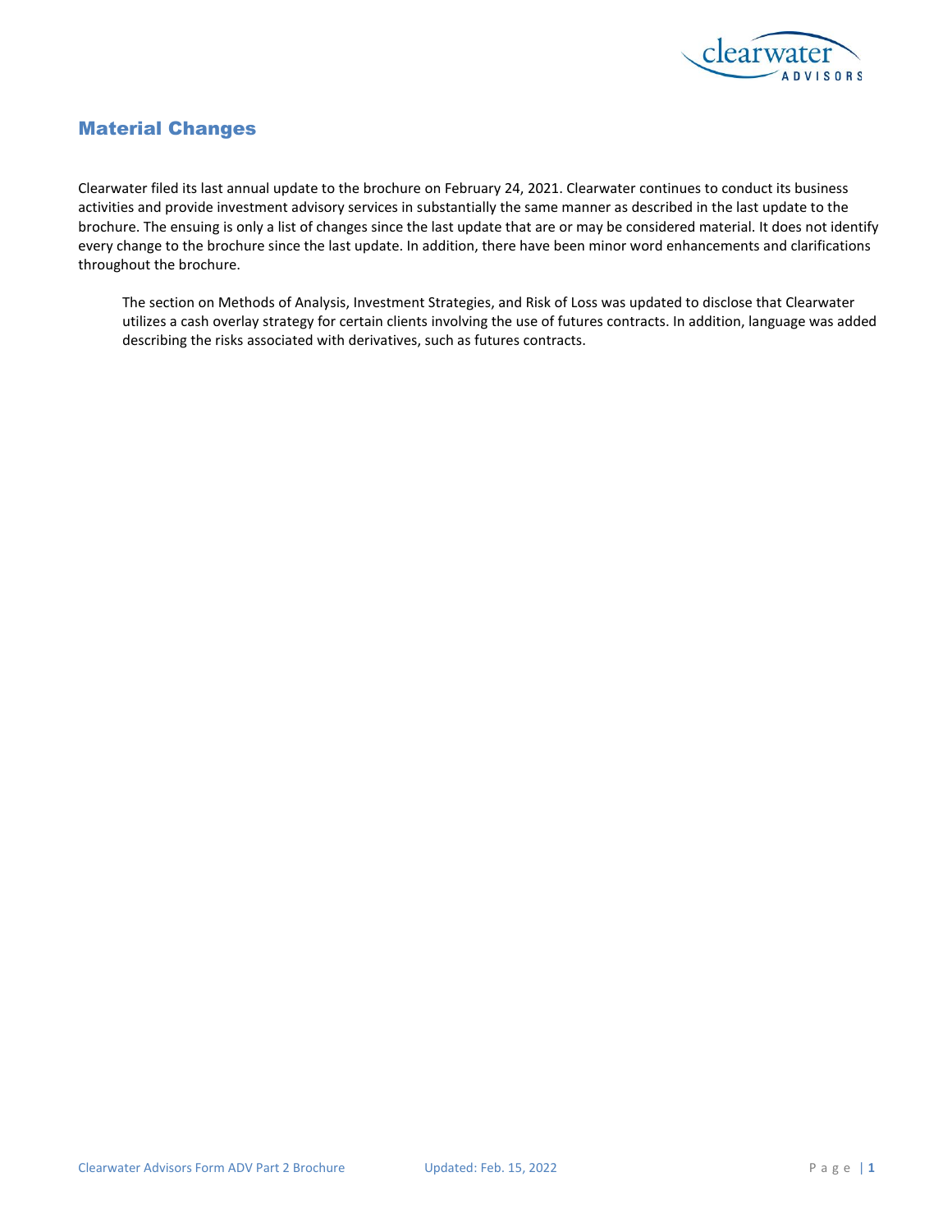## Material Changes

Clearwater filed its last annual update to the brochure on February 24, 2021. Clearwater continues to conduct its business activities and provide investment advisory services in substantially the same manner as described in the last update to the brochure. The ensuing is only a list of changes since the last update that are or may be considered material. It does not identify every change to the brochure since the last update. In addition, there have been minor word enhancements and clarifications throughout the brochure.

> The section on Methods of Analysis, Investment Strategies, and Risk of Loss was updated to disclose that Clearwater utilizes a cash overlay strategy for certain clients involving the use of futures contracts. In addition, language was added describing the risks associated with derivatives, such as futures contracts.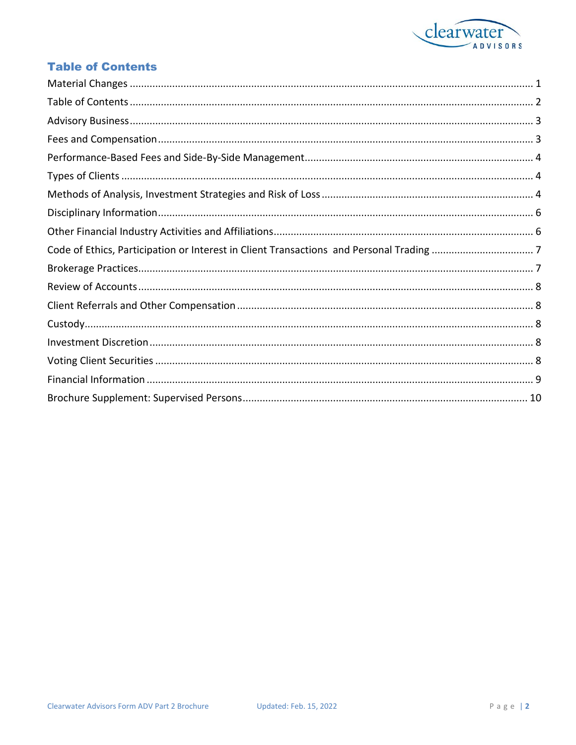## Table of Contents

Material Changes ............................................................................................................................ 1
Table of Contents ............................................................................................................................ 2
Advisory Business ............................................................................................................................ 3
Fees and Compensation ................................................................................................................... 3
Performance-Based Fees and Side-By-Side Management ................................................................ 4
Types of Clients ................................................................................................................................ 4
Methods of Analysis, Investment Strategies and Risk of Loss .......................................................... 4
Disciplinary Information ................................................................................................................... 6
Other Financial Industry Activities and Affiliations ........................................................................... 6
Code of Ethics, Participation or Interest in Client Transactions and Personal Trading ..................... 7
Brokerage Practices .......................................................................................................................... 7
Review of Accounts .......................................................................................................................... 8
Client Referrals and Other Compensation ....................................................................................... 8
Custody ............................................................................................................................................. 8
Investment Discretion ...................................................................................................................... 8
Voting Client Securities .................................................................................................................... 8
Financial Information ....................................................................................................................... 9
Brochure Supplement: Supervised Persons .................................................................................... 10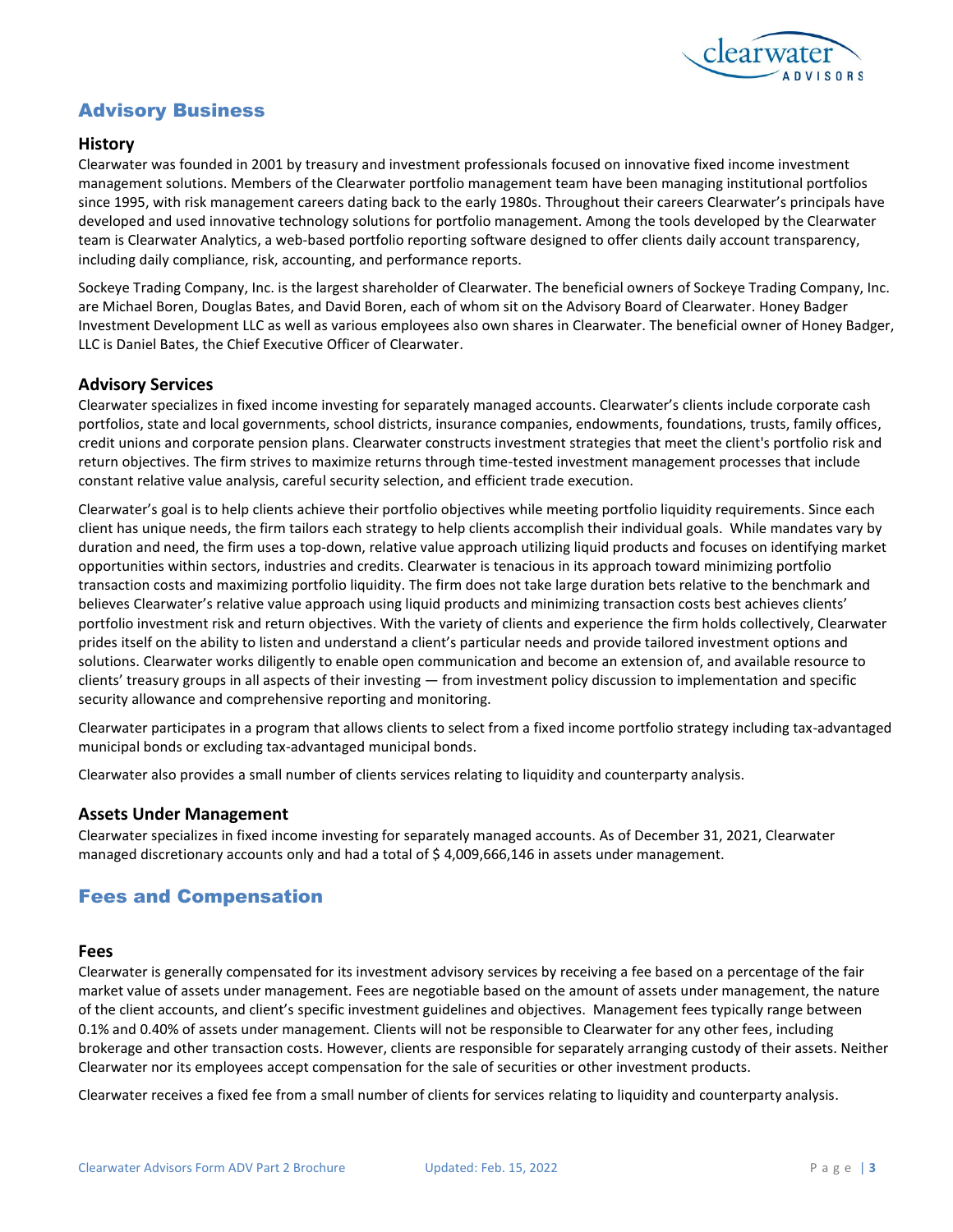## Advisory Business

### History

Clearwater was founded in 2001 by treasury and investment professionals focused on innovative fixed income investment management solutions. Members of the Clearwater portfolio management team have been managing institutional portfolios since 1995, with risk management careers dating back to the early 1980s. Throughout their careers Clearwater's principals have developed and used innovative technology solutions for portfolio management. Among the tools developed by the Clearwater team is Clearwater Analytics, a web-based portfolio reporting software designed to offer clients daily account transparency, including daily compliance, risk, accounting, and performance reports.

Sockeye Trading Company, Inc. is the largest shareholder of Clearwater. The beneficial owners of Sockeye Trading Company, Inc. are Michael Boren, Douglas Bates, and David Boren, each of whom sit on the Advisory Board of Clearwater. Honey Badger Investment Development LLC as well as various employees also own shares in Clearwater. The beneficial owner of Honey Badger, LLC is Daniel Bates, the Chief Executive Officer of Clearwater.

### Advisory Services

Clearwater specializes in fixed income investing for separately managed accounts. Clearwater's clients include corporate cash portfolios, state and local governments, school districts, insurance companies, endowments, foundations, trusts, family offices, credit unions and corporate pension plans. Clearwater constructs investment strategies that meet the client's portfolio risk and return objectives. The firm strives to maximize returns through time-tested investment management processes that include constant relative value analysis, careful security selection, and efficient trade execution.

Clearwater's goal is to help clients achieve their portfolio objectives while meeting portfolio liquidity requirements. Since each client has unique needs, the firm tailors each strategy to help clients accomplish their individual goals. While mandates vary by duration and need, the firm uses a top-down, relative value approach utilizing liquid products and focuses on identifying market opportunities within sectors, industries and credits. Clearwater is tenacious in its approach toward minimizing portfolio transaction costs and maximizing portfolio liquidity. The firm does not take large duration bets relative to the benchmark and believes Clearwater's relative value approach using liquid products and minimizing transaction costs best achieves clients' portfolio investment risk and return objectives. With the variety of clients and experience the firm holds collectively, Clearwater prides itself on the ability to listen and understand a client's particular needs and provide tailored investment options and solutions. Clearwater works diligently to enable open communication and become an extension of, and available resource to clients' treasury groups in all aspects of their investing — from investment policy discussion to implementation and specific security allowance and comprehensive reporting and monitoring.

Clearwater participates in a program that allows clients to select from a fixed income portfolio strategy including tax-advantaged municipal bonds or excluding tax-advantaged municipal bonds.

Clearwater also provides a small number of clients services relating to liquidity and counterparty analysis.

### Assets Under Management

Clearwater specializes in fixed income investing for separately managed accounts. As of December 31, 2021, Clearwater managed discretionary accounts only and had a total of $ 4,009,666,146 in assets under management.

## Fees and Compensation

### Fees

Clearwater is generally compensated for its investment advisory services by receiving a fee based on a percentage of the fair market value of assets under management. Fees are negotiable based on the amount of assets under management, the nature of the client accounts, and client's specific investment guidelines and objectives. Management fees typically range between 0.1% and 0.40% of assets under management. Clients will not be responsible to Clearwater for any other fees, including brokerage and other transaction costs. However, clients are responsible for separately arranging custody of their assets. Neither Clearwater nor its employees accept compensation for the sale of securities or other investment products.

Clearwater receives a fixed fee from a small number of clients for services relating to liquidity and counterparty analysis.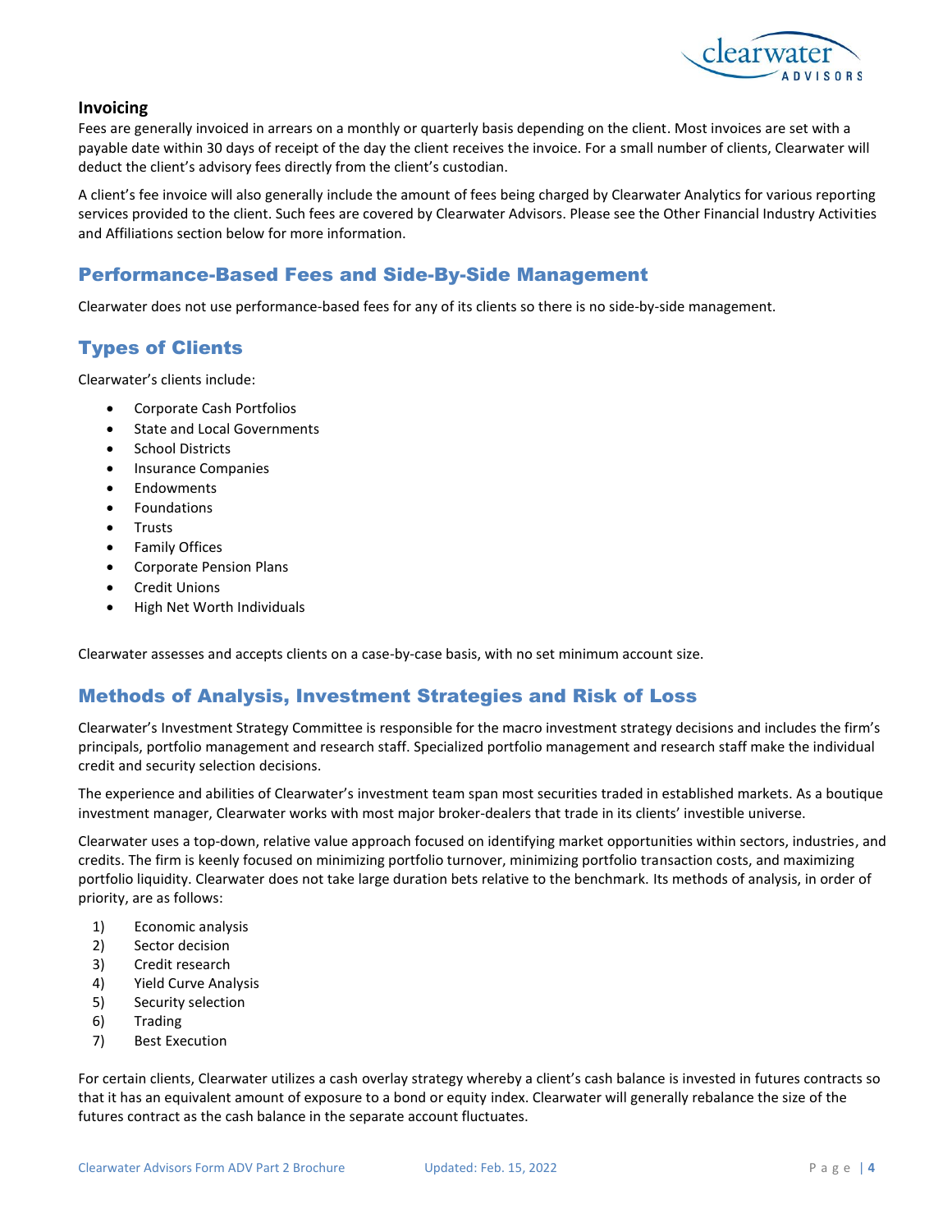### Invoicing

Fees are generally invoiced in arrears on a monthly or quarterly basis depending on the client. Most invoices are set with a payable date within 30 days of receipt of the day the client receives the invoice. For a small number of clients, Clearwater will deduct the client's advisory fees directly from the client's custodian.

A client's fee invoice will also generally include the amount of fees being charged by Clearwater Analytics for various reporting services provided to the client. Such fees are covered by Clearwater Advisors. Please see the Other Financial Industry Activities and Affiliations section below for more information.

## Performance-Based Fees and Side-By-Side Management

Clearwater does not use performance-based fees for any of its clients so there is no side-by-side management.

## Types of Clients

Clearwater's clients include:

- Corporate Cash Portfolios
- State and Local Governments
- School Districts
- Insurance Companies
- Endowments
- Foundations
- Trusts
- Family Offices
- Corporate Pension Plans
- Credit Unions
- High Net Worth Individuals

Clearwater assesses and accepts clients on a case-by-case basis, with no set minimum account size.

## Methods of Analysis, Investment Strategies and Risk of Loss

Clearwater's Investment Strategy Committee is responsible for the macro investment strategy decisions and includes the firm's principals, portfolio management and research staff. Specialized portfolio management and research staff make the individual credit and security selection decisions.

The experience and abilities of Clearwater's investment team span most securities traded in established markets. As a boutique investment manager, Clearwater works with most major broker-dealers that trade in its clients' investible universe.

Clearwater uses a top-down, relative value approach focused on identifying market opportunities within sectors, industries, and credits. The firm is keenly focused on minimizing portfolio turnover, minimizing portfolio transaction costs, and maximizing portfolio liquidity. Clearwater does not take large duration bets relative to the benchmark. Its methods of analysis, in order of priority, are as follows:

1) Economic analysis
2) Sector decision
3) Credit research
4) Yield Curve Analysis
5) Security selection
6) Trading
7) Best Execution

For certain clients, Clearwater utilizes a cash overlay strategy whereby a client's cash balance is invested in futures contracts so that it has an equivalent amount of exposure to a bond or equity index. Clearwater will generally rebalance the size of the futures contract as the cash balance in the separate account fluctuates.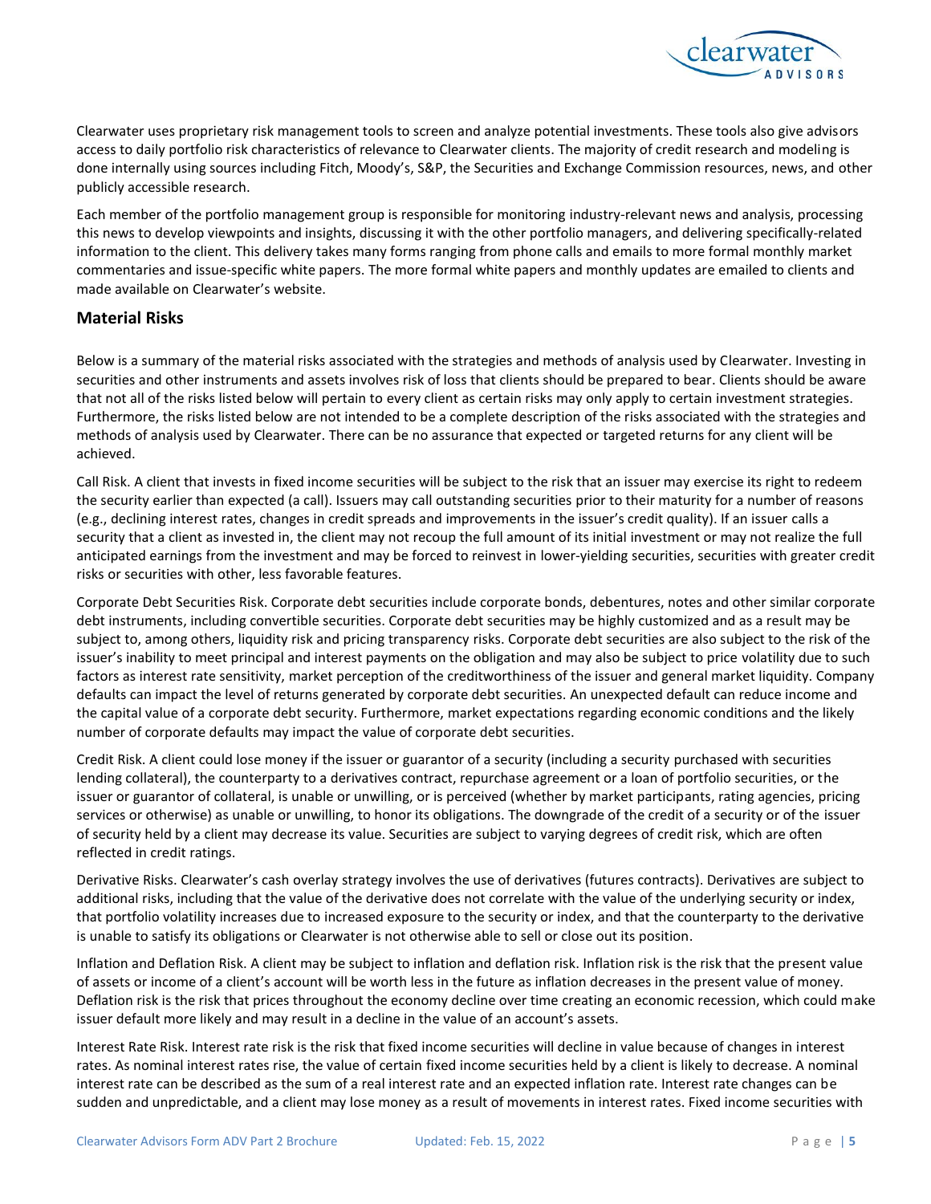Clearwater uses proprietary risk management tools to screen and analyze potential investments. These tools also give advisors access to daily portfolio risk characteristics of relevance to Clearwater clients. The majority of credit research and modeling is done internally using sources including Fitch, Moody's, S&P, the Securities and Exchange Commission resources, news, and other publicly accessible research.

Each member of the portfolio management group is responsible for monitoring industry-relevant news and analysis, processing this news to develop viewpoints and insights, discussing it with the other portfolio managers, and delivering specifically-related information to the client. This delivery takes many forms ranging from phone calls and emails to more formal monthly market commentaries and issue-specific white papers. The more formal white papers and monthly updates are emailed to clients and made available on Clearwater's website.

## Material Risks

Below is a summary of the material risks associated with the strategies and methods of analysis used by Clearwater. Investing in securities and other instruments and assets involves risk of loss that clients should be prepared to bear. Clients should be aware that not all of the risks listed below will pertain to every client as certain risks may only apply to certain investment strategies. Furthermore, the risks listed below are not intended to be a complete description of the risks associated with the strategies and methods of analysis used by Clearwater. There can be no assurance that expected or targeted returns for any client will be achieved.

Call Risk. A client that invests in fixed income securities will be subject to the risk that an issuer may exercise its right to redeem the security earlier than expected (a call). Issuers may call outstanding securities prior to their maturity for a number of reasons (e.g., declining interest rates, changes in credit spreads and improvements in the issuer's credit quality). If an issuer calls a security that a client as invested in, the client may not recoup the full amount of its initial investment or may not realize the full anticipated earnings from the investment and may be forced to reinvest in lower-yielding securities, securities with greater credit risks or securities with other, less favorable features.

Corporate Debt Securities Risk. Corporate debt securities include corporate bonds, debentures, notes and other similar corporate debt instruments, including convertible securities. Corporate debt securities may be highly customized and as a result may be subject to, among others, liquidity risk and pricing transparency risks. Corporate debt securities are also subject to the risk of the issuer's inability to meet principal and interest payments on the obligation and may also be subject to price volatility due to such factors as interest rate sensitivity, market perception of the creditworthiness of the issuer and general market liquidity. Company defaults can impact the level of returns generated by corporate debt securities. An unexpected default can reduce income and the capital value of a corporate debt security. Furthermore, market expectations regarding economic conditions and the likely number of corporate defaults may impact the value of corporate debt securities.

Credit Risk. A client could lose money if the issuer or guarantor of a security (including a security purchased with securities lending collateral), the counterparty to a derivatives contract, repurchase agreement or a loan of portfolio securities, or the issuer or guarantor of collateral, is unable or unwilling, or is perceived (whether by market participants, rating agencies, pricing services or otherwise) as unable or unwilling, to honor its obligations. The downgrade of the credit of a security or of the issuer of security held by a client may decrease its value. Securities are subject to varying degrees of credit risk, which are often reflected in credit ratings.

Derivative Risks. Clearwater's cash overlay strategy involves the use of derivatives (futures contracts). Derivatives are subject to additional risks, including that the value of the derivative does not correlate with the value of the underlying security or index, that portfolio volatility increases due to increased exposure to the security or index, and that the counterparty to the derivative is unable to satisfy its obligations or Clearwater is not otherwise able to sell or close out its position.

Inflation and Deflation Risk. A client may be subject to inflation and deflation risk. Inflation risk is the risk that the present value of assets or income of a client's account will be worth less in the future as inflation decreases in the present value of money. Deflation risk is the risk that prices throughout the economy decline over time creating an economic recession, which could make issuer default more likely and may result in a decline in the value of an account's assets.

Interest Rate Risk. Interest rate risk is the risk that fixed income securities will decline in value because of changes in interest rates. As nominal interest rates rise, the value of certain fixed income securities held by a client is likely to decrease. A nominal interest rate can be described as the sum of a real interest rate and an expected inflation rate. Interest rate changes can be sudden and unpredictable, and a client may lose money as a result of movements in interest rates. Fixed income securities with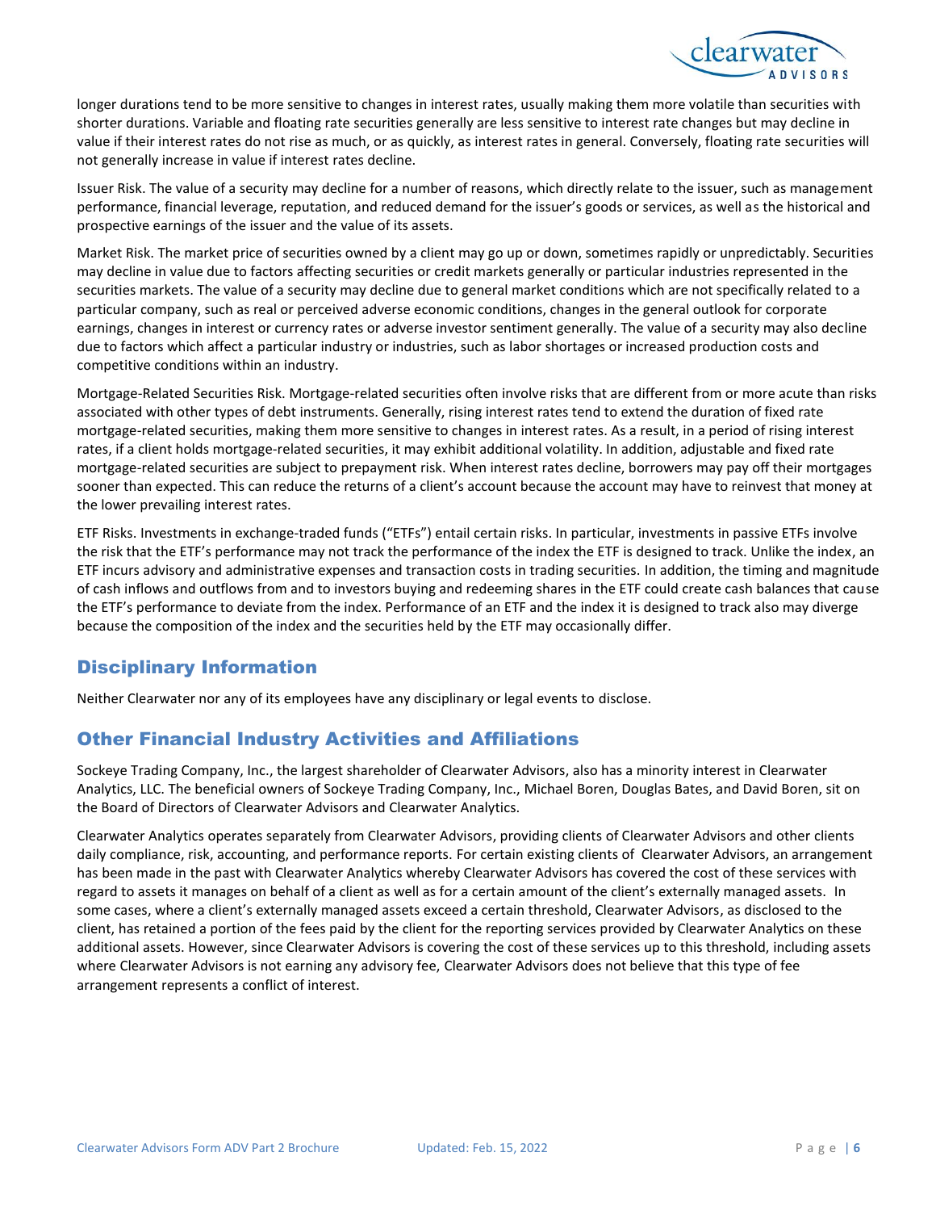longer durations tend to be more sensitive to changes in interest rates, usually making them more volatile than securities with shorter durations. Variable and floating rate securities generally are less sensitive to interest rate changes but may decline in value if their interest rates do not rise as much, or as quickly, as interest rates in general. Conversely, floating rate securities will not generally increase in value if interest rates decline.

Issuer Risk. The value of a security may decline for a number of reasons, which directly relate to the issuer, such as management performance, financial leverage, reputation, and reduced demand for the issuer's goods or services, as well as the historical and prospective earnings of the issuer and the value of its assets.

Market Risk. The market price of securities owned by a client may go up or down, sometimes rapidly or unpredictably. Securities may decline in value due to factors affecting securities or credit markets generally or particular industries represented in the securities markets. The value of a security may decline due to general market conditions which are not specifically related to a particular company, such as real or perceived adverse economic conditions, changes in the general outlook for corporate earnings, changes in interest or currency rates or adverse investor sentiment generally. The value of a security may also decline due to factors which affect a particular industry or industries, such as labor shortages or increased production costs and competitive conditions within an industry.

Mortgage-Related Securities Risk. Mortgage-related securities often involve risks that are different from or more acute than risks associated with other types of debt instruments. Generally, rising interest rates tend to extend the duration of fixed rate mortgage-related securities, making them more sensitive to changes in interest rates. As a result, in a period of rising interest rates, if a client holds mortgage-related securities, it may exhibit additional volatility. In addition, adjustable and fixed rate mortgage-related securities are subject to prepayment risk. When interest rates decline, borrowers may pay off their mortgages sooner than expected. This can reduce the returns of a client's account because the account may have to reinvest that money at the lower prevailing interest rates.

ETF Risks. Investments in exchange-traded funds ("ETFs") entail certain risks. In particular, investments in passive ETFs involve the risk that the ETF's performance may not track the performance of the index the ETF is designed to track. Unlike the index, an ETF incurs advisory and administrative expenses and transaction costs in trading securities. In addition, the timing and magnitude of cash inflows and outflows from and to investors buying and redeeming shares in the ETF could create cash balances that cause the ETF's performance to deviate from the index. Performance of an ETF and the index it is designed to track also may diverge because the composition of the index and the securities held by the ETF may occasionally differ.

## Disciplinary Information

Neither Clearwater nor any of its employees have any disciplinary or legal events to disclose.

## Other Financial Industry Activities and Affiliations

Sockeye Trading Company, Inc., the largest shareholder of Clearwater Advisors, also has a minority interest in Clearwater Analytics, LLC. The beneficial owners of Sockeye Trading Company, Inc., Michael Boren, Douglas Bates, and David Boren, sit on the Board of Directors of Clearwater Advisors and Clearwater Analytics.

Clearwater Analytics operates separately from Clearwater Advisors, providing clients of Clearwater Advisors and other clients daily compliance, risk, accounting, and performance reports. For certain existing clients of Clearwater Advisors, an arrangement has been made in the past with Clearwater Analytics whereby Clearwater Advisors has covered the cost of these services with regard to assets it manages on behalf of a client as well as for a certain amount of the client's externally managed assets. In some cases, where a client's externally managed assets exceed a certain threshold, Clearwater Advisors, as disclosed to the client, has retained a portion of the fees paid by the client for the reporting services provided by Clearwater Analytics on these additional assets. However, since Clearwater Advisors is covering the cost of these services up to this threshold, including assets where Clearwater Advisors is not earning any advisory fee, Clearwater Advisors does not believe that this type of fee arrangement represents a conflict of interest.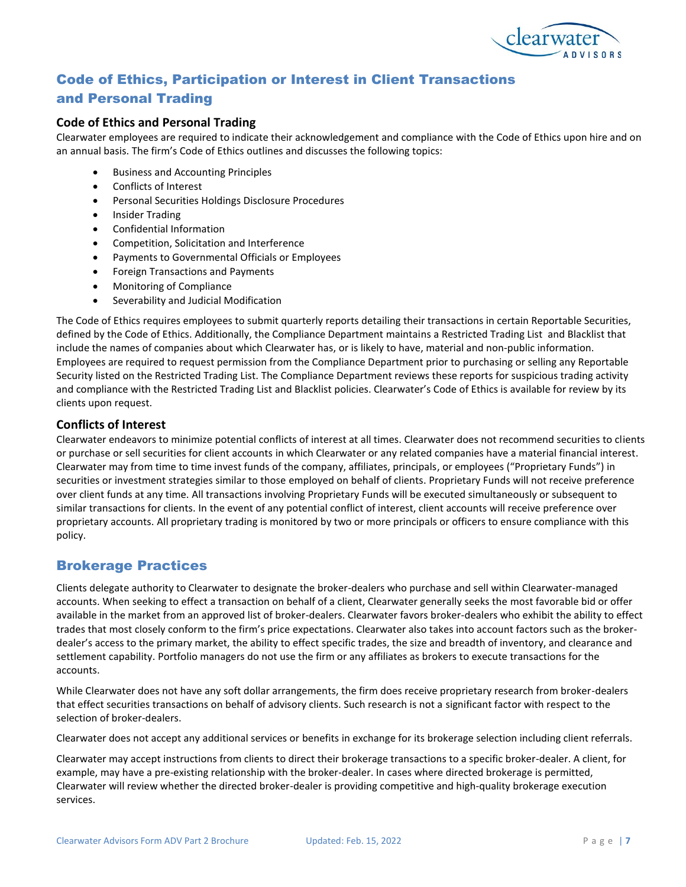## Code of Ethics, Participation or Interest in Client Transactions and Personal Trading

### Code of Ethics and Personal Trading

Clearwater employees are required to indicate their acknowledgement and compliance with the Code of Ethics upon hire and on an annual basis. The firm's Code of Ethics outlines and discusses the following topics:

- Business and Accounting Principles
- Conflicts of Interest
- Personal Securities Holdings Disclosure Procedures
- Insider Trading
- Confidential Information
- Competition, Solicitation and Interference
- Payments to Governmental Officials or Employees
- Foreign Transactions and Payments
- Monitoring of Compliance
- Severability and Judicial Modification

The Code of Ethics requires employees to submit quarterly reports detailing their transactions in certain Reportable Securities, defined by the Code of Ethics. Additionally, the Compliance Department maintains a Restricted Trading List and Blacklist that include the names of companies about which Clearwater has, or is likely to have, material and non-public information. Employees are required to request permission from the Compliance Department prior to purchasing or selling any Reportable Security listed on the Restricted Trading List. The Compliance Department reviews these reports for suspicious trading activity and compliance with the Restricted Trading List and Blacklist policies. Clearwater's Code of Ethics is available for review by its clients upon request.

### Conflicts of Interest

Clearwater endeavors to minimize potential conflicts of interest at all times. Clearwater does not recommend securities to clients or purchase or sell securities for client accounts in which Clearwater or any related companies have a material financial interest. Clearwater may from time to time invest funds of the company, affiliates, principals, or employees ("Proprietary Funds") in securities or investment strategies similar to those employed on behalf of clients. Proprietary Funds will not receive preference over client funds at any time. All transactions involving Proprietary Funds will be executed simultaneously or subsequent to similar transactions for clients. In the event of any potential conflict of interest, client accounts will receive preference over proprietary accounts. All proprietary trading is monitored by two or more principals or officers to ensure compliance with this policy.

## Brokerage Practices

Clients delegate authority to Clearwater to designate the broker-dealers who purchase and sell within Clearwater-managed accounts. When seeking to effect a transaction on behalf of a client, Clearwater generally seeks the most favorable bid or offer available in the market from an approved list of broker-dealers. Clearwater favors broker-dealers who exhibit the ability to effect trades that most closely conform to the firm's price expectations. Clearwater also takes into account factors such as the broker-dealer's access to the primary market, the ability to effect specific trades, the size and breadth of inventory, and clearance and settlement capability. Portfolio managers do not use the firm or any affiliates as brokers to execute transactions for the accounts.

While Clearwater does not have any soft dollar arrangements, the firm does receive proprietary research from broker-dealers that effect securities transactions on behalf of advisory clients. Such research is not a significant factor with respect to the selection of broker-dealers.

Clearwater does not accept any additional services or benefits in exchange for its brokerage selection including client referrals.

Clearwater may accept instructions from clients to direct their brokerage transactions to a specific broker-dealer. A client, for example, may have a pre-existing relationship with the broker-dealer. In cases where directed brokerage is permitted, Clearwater will review whether the directed broker-dealer is providing competitive and high-quality brokerage execution services.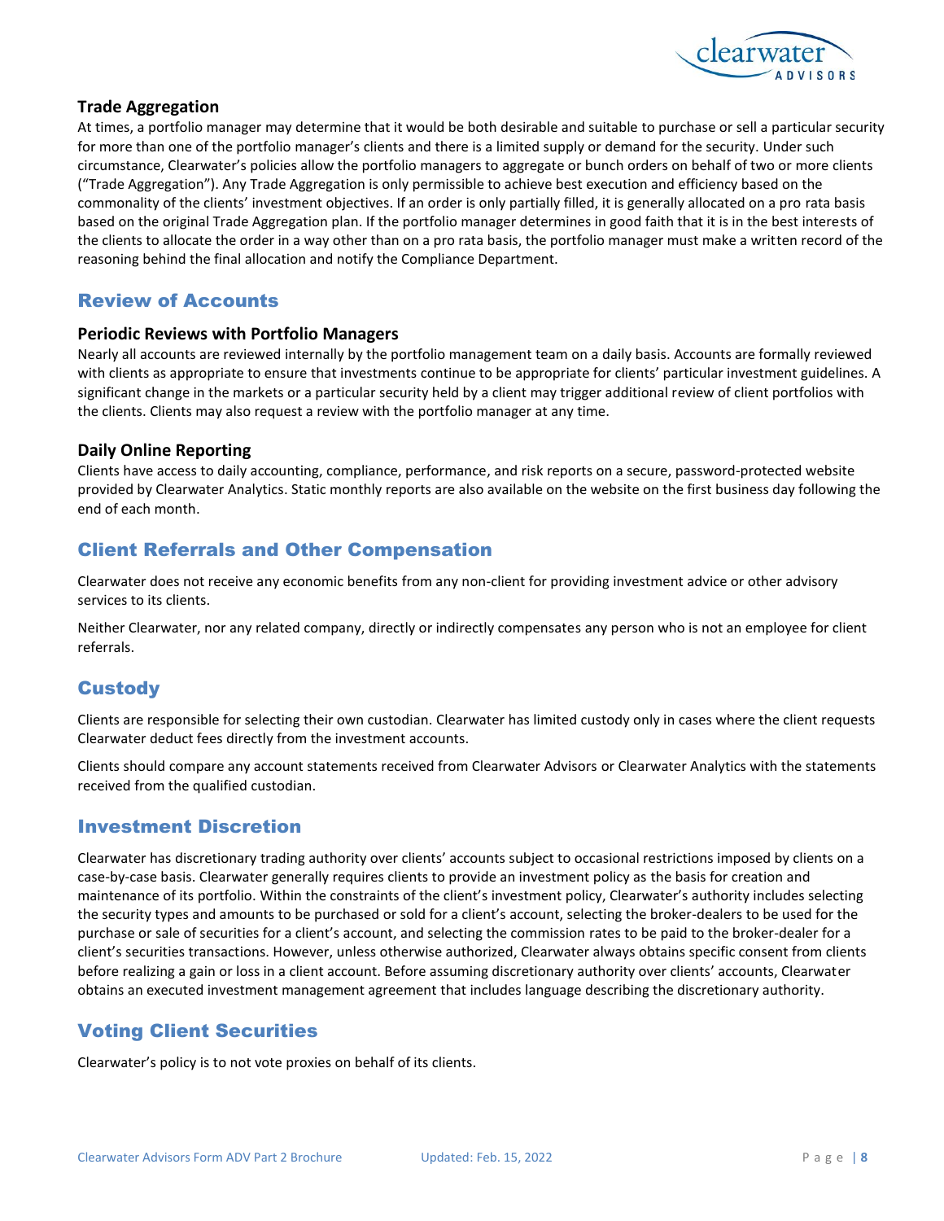### Trade Aggregation

At times, a portfolio manager may determine that it would be both desirable and suitable to purchase or sell a particular security for more than one of the portfolio manager's clients and there is a limited supply or demand for the security. Under such circumstance, Clearwater's policies allow the portfolio managers to aggregate or bunch orders on behalf of two or more clients ("Trade Aggregation"). Any Trade Aggregation is only permissible to achieve best execution and efficiency based on the commonality of the clients' investment objectives. If an order is only partially filled, it is generally allocated on a pro rata basis based on the original Trade Aggregation plan. If the portfolio manager determines in good faith that it is in the best interests of the clients to allocate the order in a way other than on a pro rata basis, the portfolio manager must make a written record of the reasoning behind the final allocation and notify the Compliance Department.

## Review of Accounts

### Periodic Reviews with Portfolio Managers

Nearly all accounts are reviewed internally by the portfolio management team on a daily basis. Accounts are formally reviewed with clients as appropriate to ensure that investments continue to be appropriate for clients' particular investment guidelines. A significant change in the markets or a particular security held by a client may trigger additional review of client portfolios with the clients. Clients may also request a review with the portfolio manager at any time.

### Daily Online Reporting

Clients have access to daily accounting, compliance, performance, and risk reports on a secure, password-protected website provided by Clearwater Analytics. Static monthly reports are also available on the website on the first business day following the end of each month.

## Client Referrals and Other Compensation

Clearwater does not receive any economic benefits from any non-client for providing investment advice or other advisory services to its clients.

Neither Clearwater, nor any related company, directly or indirectly compensates any person who is not an employee for client referrals.

## Custody

Clients are responsible for selecting their own custodian. Clearwater has limited custody only in cases where the client requests Clearwater deduct fees directly from the investment accounts.

Clients should compare any account statements received from Clearwater Advisors or Clearwater Analytics with the statements received from the qualified custodian.

## Investment Discretion

Clearwater has discretionary trading authority over clients' accounts subject to occasional restrictions imposed by clients on a case-by-case basis. Clearwater generally requires clients to provide an investment policy as the basis for creation and maintenance of its portfolio. Within the constraints of the client's investment policy, Clearwater's authority includes selecting the security types and amounts to be purchased or sold for a client's account, selecting the broker-dealers to be used for the purchase or sale of securities for a client's account, and selecting the commission rates to be paid to the broker-dealer for a client's securities transactions. However, unless otherwise authorized, Clearwater always obtains specific consent from clients before realizing a gain or loss in a client account. Before assuming discretionary authority over clients' accounts, Clearwater obtains an executed investment management agreement that includes language describing the discretionary authority.

## Voting Client Securities

Clearwater's policy is to not vote proxies on behalf of its clients.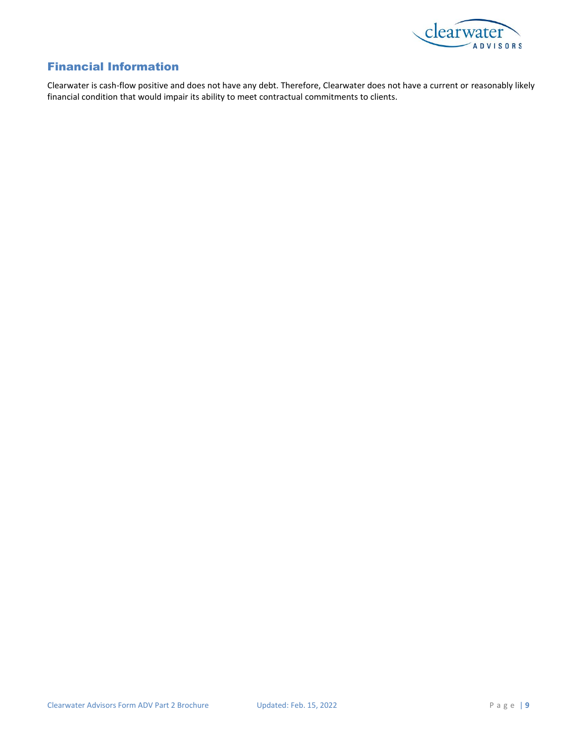## Financial Information

Clearwater is cash-flow positive and does not have any debt. Therefore, Clearwater does not have a current or reasonably likely financial condition that would impair its ability to meet contractual commitments to clients.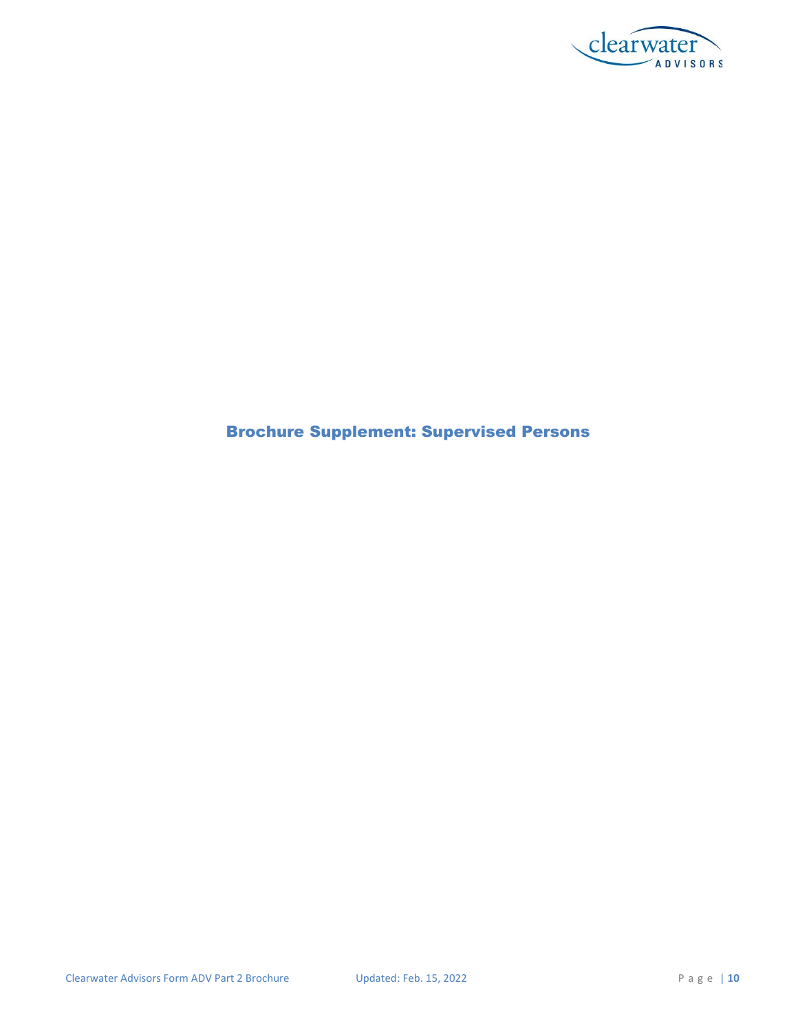# Brochure Supplement: Supervised Persons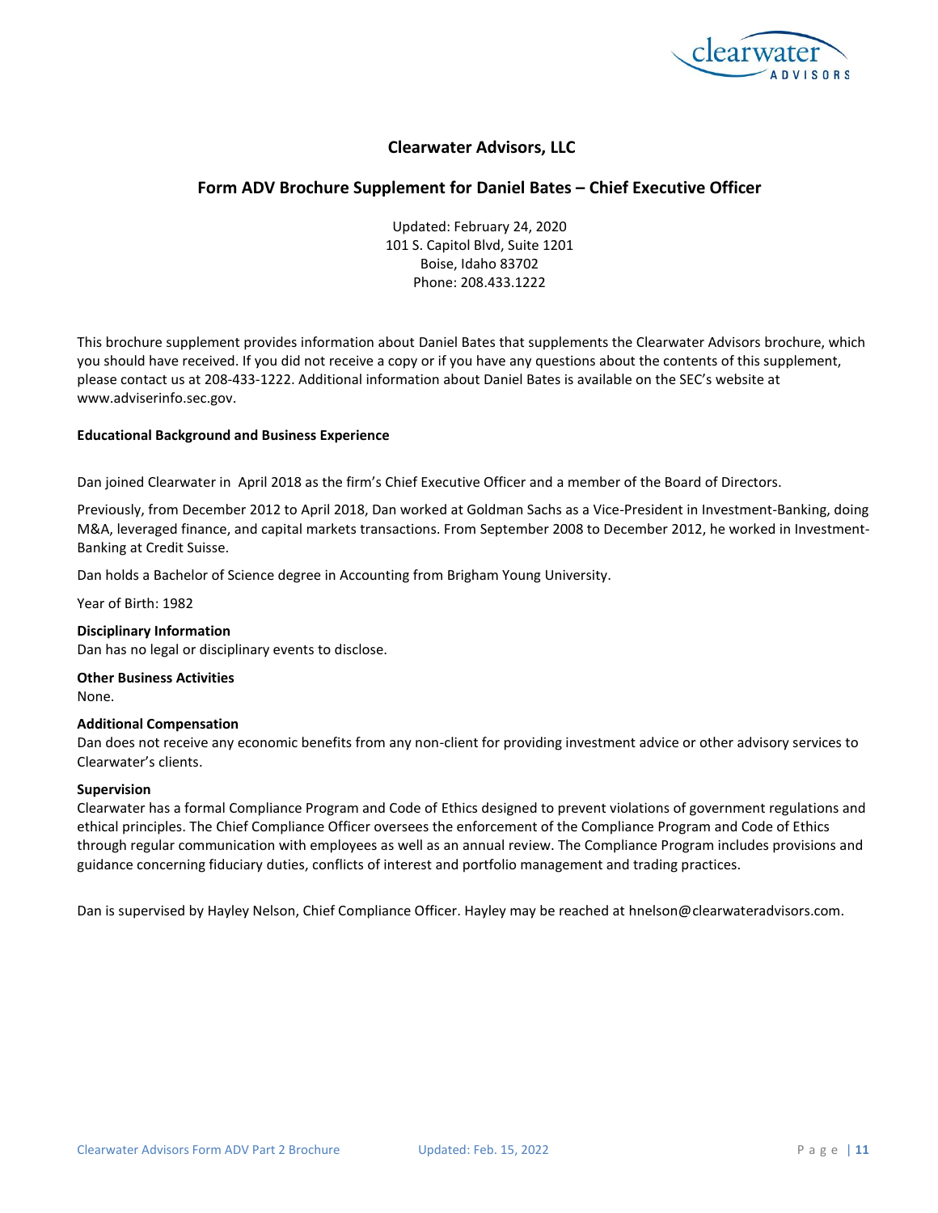# Clearwater Advisors, LLC

## Form ADV Brochure Supplement for Daniel Bates – Chief Executive Officer

Updated: February 24, 2020
101 S. Capitol Blvd, Suite 1201
Boise, Idaho 83702
Phone: 208.433.1222

This brochure supplement provides information about Daniel Bates that supplements the Clearwater Advisors brochure, which you should have received. If you did not receive a copy or if you have any questions about the contents of this supplement, please contact us at 208-433-1222. Additional information about Daniel Bates is available on the SEC's website at www.adviserinfo.sec.gov.

**Educational Background and Business Experience**

Dan joined Clearwater in April 2018 as the firm's Chief Executive Officer and a member of the Board of Directors.

Previously, from December 2012 to April 2018, Dan worked at Goldman Sachs as a Vice-President in Investment-Banking, doing M&A, leveraged finance, and capital markets transactions. From September 2008 to December 2012, he worked in Investment-Banking at Credit Suisse.

Dan holds a Bachelor of Science degree in Accounting from Brigham Young University.

Year of Birth: 1982

**Disciplinary Information**
Dan has no legal or disciplinary events to disclose.

**Other Business Activities**
None.

**Additional Compensation**
Dan does not receive any economic benefits from any non-client for providing investment advice or other advisory services to Clearwater's clients.

**Supervision**
Clearwater has a formal Compliance Program and Code of Ethics designed to prevent violations of government regulations and ethical principles. The Chief Compliance Officer oversees the enforcement of the Compliance Program and Code of Ethics through regular communication with employees as well as an annual review. The Compliance Program includes provisions and guidance concerning fiduciary duties, conflicts of interest and portfolio management and trading practices.

Dan is supervised by Hayley Nelson, Chief Compliance Officer. Hayley may be reached at hnelson@clearwateradvisors.com.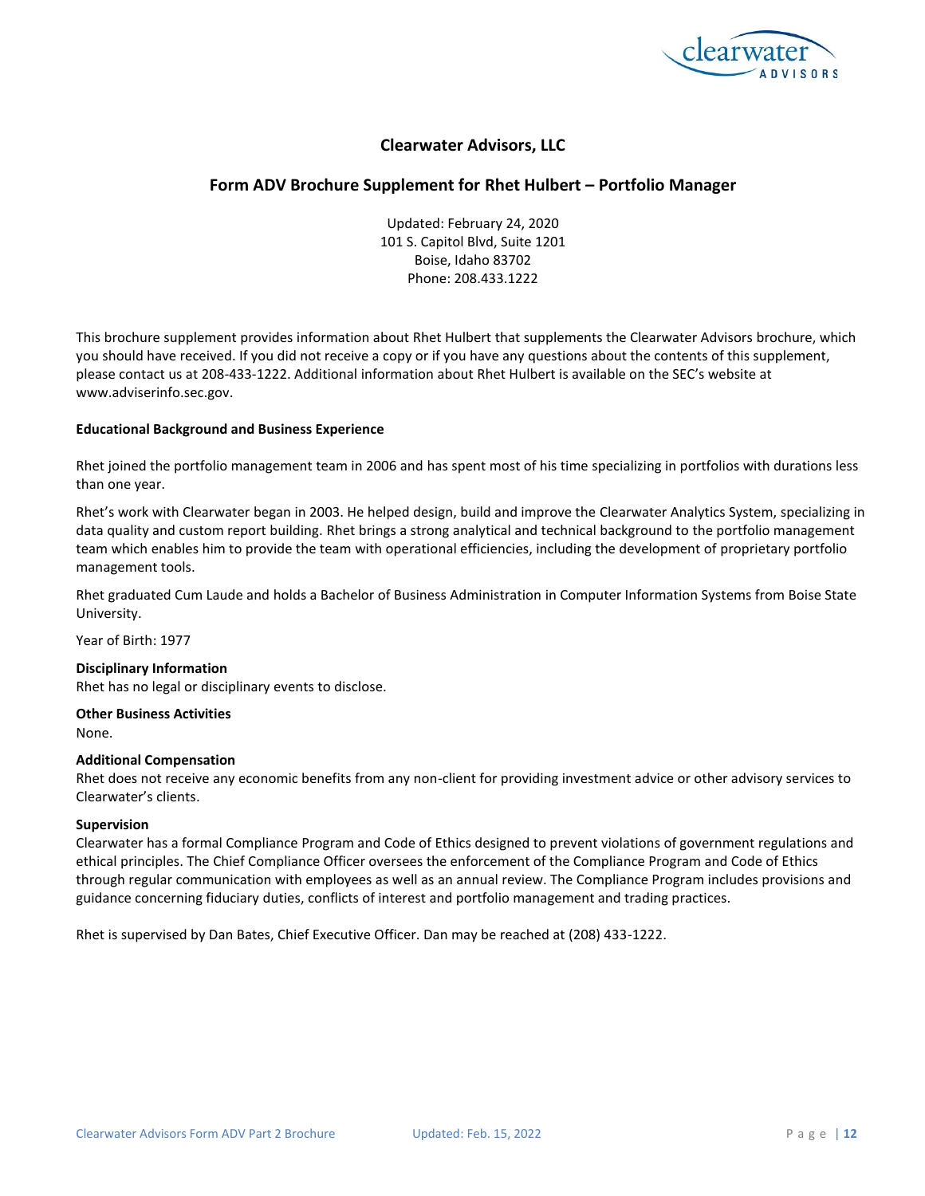## Clearwater Advisors, LLC

### Form ADV Brochure Supplement for Rhet Hulbert – Portfolio Manager

Updated: February 24, 2020
101 S. Capitol Blvd, Suite 1201
Boise, Idaho 83702
Phone: 208.433.1222

This brochure supplement provides information about Rhet Hulbert that supplements the Clearwater Advisors brochure, which you should have received. If you did not receive a copy or if you have any questions about the contents of this supplement, please contact us at 208-433-1222. Additional information about Rhet Hulbert is available on the SEC's website at www.adviserinfo.sec.gov.

**Educational Background and Business Experience**

Rhet joined the portfolio management team in 2006 and has spent most of his time specializing in portfolios with durations less than one year.

Rhet's work with Clearwater began in 2003. He helped design, build and improve the Clearwater Analytics System, specializing in data quality and custom report building. Rhet brings a strong analytical and technical background to the portfolio management team which enables him to provide the team with operational efficiencies, including the development of proprietary portfolio management tools.

Rhet graduated Cum Laude and holds a Bachelor of Business Administration in Computer Information Systems from Boise State University.

Year of Birth: 1977

**Disciplinary Information**
Rhet has no legal or disciplinary events to disclose.

**Other Business Activities**
None.

**Additional Compensation**
Rhet does not receive any economic benefits from any non-client for providing investment advice or other advisory services to Clearwater's clients.

**Supervision**
Clearwater has a formal Compliance Program and Code of Ethics designed to prevent violations of government regulations and ethical principles. The Chief Compliance Officer oversees the enforcement of the Compliance Program and Code of Ethics through regular communication with employees as well as an annual review. The Compliance Program includes provisions and guidance concerning fiduciary duties, conflicts of interest and portfolio management and trading practices.

Rhet is supervised by Dan Bates, Chief Executive Officer. Dan may be reached at (208) 433-1222.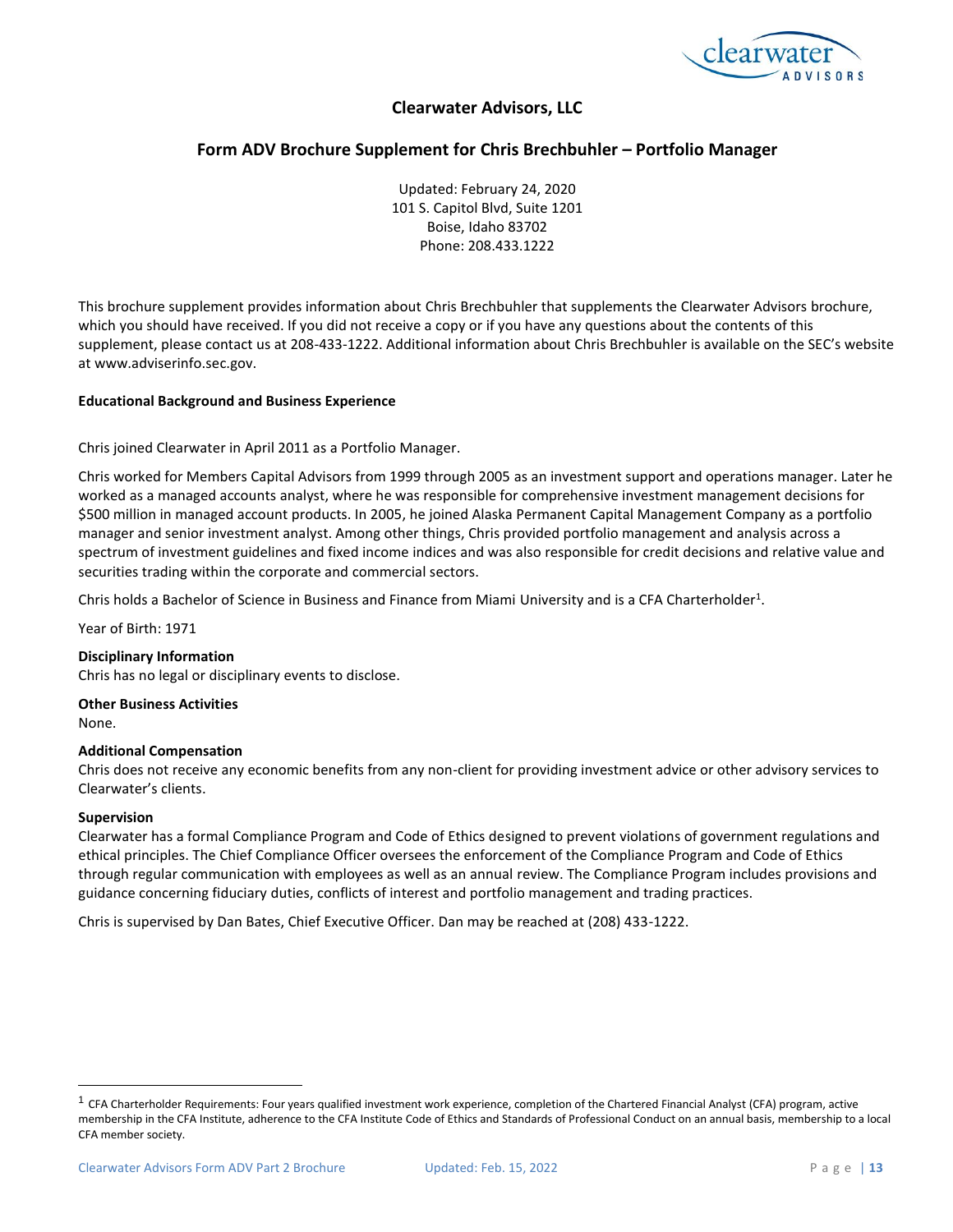## Clearwater Advisors, LLC

## Form ADV Brochure Supplement for Chris Brechbuhler – Portfolio Manager

Updated: February 24, 2020
101 S. Capitol Blvd, Suite 1201
Boise, Idaho 83702
Phone: 208.433.1222

This brochure supplement provides information about Chris Brechbuhler that supplements the Clearwater Advisors brochure, which you should have received. If you did not receive a copy or if you have any questions about the contents of this supplement, please contact us at 208-433-1222. Additional information about Chris Brechbuhler is available on the SEC's website at www.adviserinfo.sec.gov.

**Educational Background and Business Experience**

Chris joined Clearwater in April 2011 as a Portfolio Manager.

Chris worked for Members Capital Advisors from 1999 through 2005 as an investment support and operations manager. Later he worked as a managed accounts analyst, where he was responsible for comprehensive investment management decisions for $500 million in managed account products. In 2005, he joined Alaska Permanent Capital Management Company as a portfolio manager and senior investment analyst. Among other things, Chris provided portfolio management and analysis across a spectrum of investment guidelines and fixed income indices and was also responsible for credit decisions and relative value and securities trading within the corporate and commercial sectors.

Chris holds a Bachelor of Science in Business and Finance from Miami University and is a CFA Charterholder[1].

Year of Birth: 1971

**Disciplinary Information**
Chris has no legal or disciplinary events to disclose.

**Other Business Activities**
None.

**Additional Compensation**
Chris does not receive any economic benefits from any non-client for providing investment advice or other advisory services to Clearwater's clients.

**Supervision**
Clearwater has a formal Compliance Program and Code of Ethics designed to prevent violations of government regulations and ethical principles. The Chief Compliance Officer oversees the enforcement of the Compliance Program and Code of Ethics through regular communication with employees as well as an annual review. The Compliance Program includes provisions and guidance concerning fiduciary duties, conflicts of interest and portfolio management and trading practices.

Chris is supervised by Dan Bates, Chief Executive Officer. Dan may be reached at (208) 433-1222.

---

[1] CFA Charterholder Requirements: Four years qualified investment work experience, completion of the Chartered Financial Analyst (CFA) program, active membership in the CFA Institute, adherence to the CFA Institute Code of Ethics and Standards of Professional Conduct on an annual basis, membership to a local CFA member society.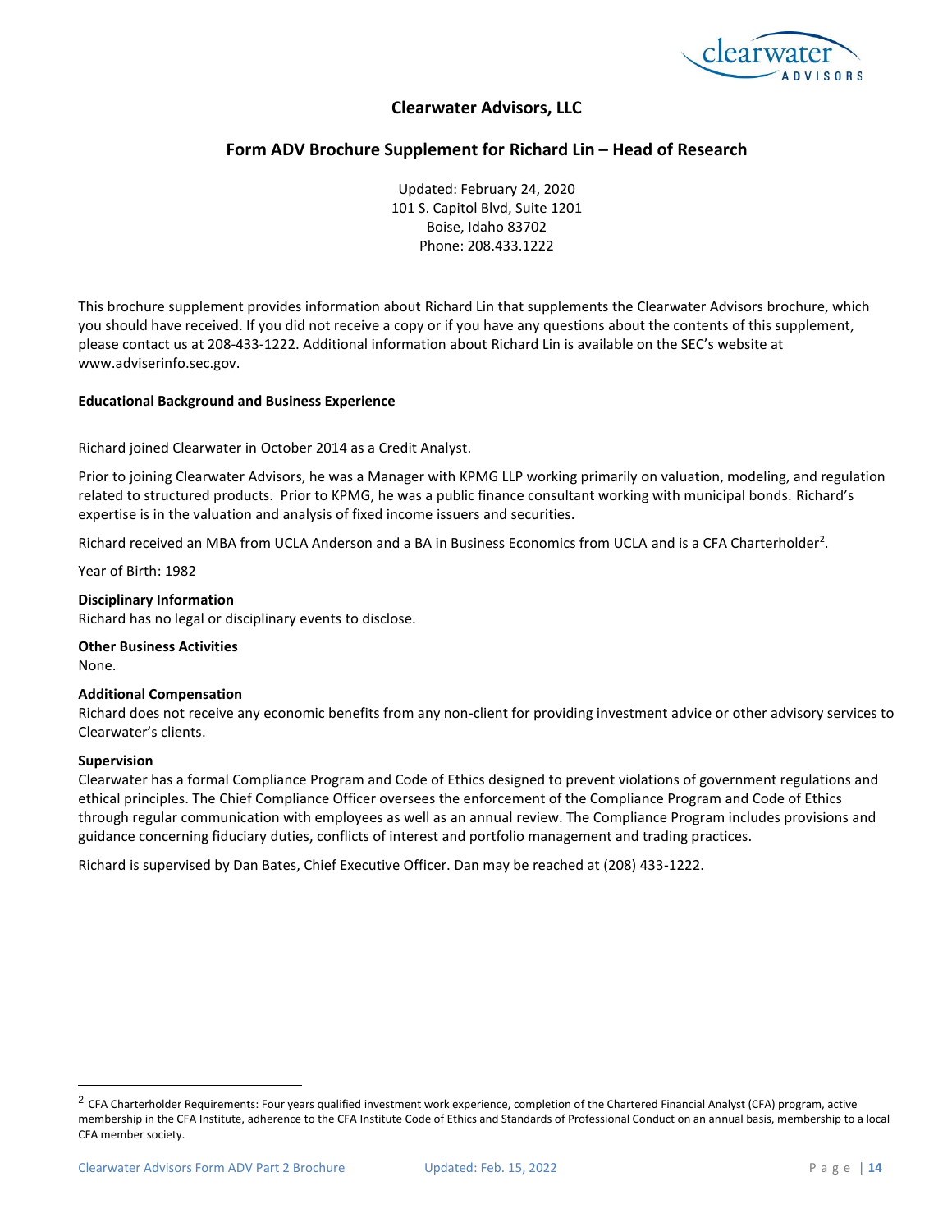**Clearwater Advisors, LLC**

## Form ADV Brochure Supplement for Richard Lin – Head of Research

Updated: February 24, 2020
101 S. Capitol Blvd, Suite 1201
Boise, Idaho 83702
Phone: 208.433.1222

This brochure supplement provides information about Richard Lin that supplements the Clearwater Advisors brochure, which you should have received. If you did not receive a copy or if you have any questions about the contents of this supplement, please contact us at 208-433-1222. Additional information about Richard Lin is available on the SEC's website at www.adviserinfo.sec.gov.

**Educational Background and Business Experience**

Richard joined Clearwater in October 2014 as a Credit Analyst.

Prior to joining Clearwater Advisors, he was a Manager with KPMG LLP working primarily on valuation, modeling, and regulation related to structured products. Prior to KPMG, he was a public finance consultant working with municipal bonds. Richard's expertise is in the valuation and analysis of fixed income issuers and securities.

Richard received an MBA from UCLA Anderson and a BA in Business Economics from UCLA and is a CFA Charterholder[2].

Year of Birth: 1982

**Disciplinary Information**
Richard has no legal or disciplinary events to disclose.

**Other Business Activities**
None.

**Additional Compensation**
Richard does not receive any economic benefits from any non-client for providing investment advice or other advisory services to Clearwater's clients.

**Supervision**
Clearwater has a formal Compliance Program and Code of Ethics designed to prevent violations of government regulations and ethical principles. The Chief Compliance Officer oversees the enforcement of the Compliance Program and Code of Ethics through regular communication with employees as well as an annual review. The Compliance Program includes provisions and guidance concerning fiduciary duties, conflicts of interest and portfolio management and trading practices.

Richard is supervised by Dan Bates, Chief Executive Officer. Dan may be reached at (208) 433-1222.

---

[2] CFA Charterholder Requirements: Four years qualified investment work experience, completion of the Chartered Financial Analyst (CFA) program, active membership in the CFA Institute, adherence to the CFA Institute Code of Ethics and Standards of Professional Conduct on an annual basis, membership to a local CFA member society.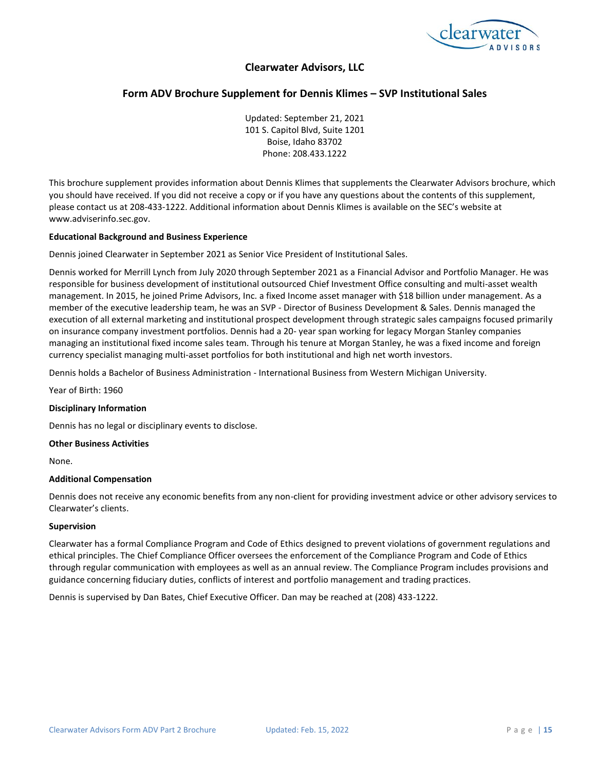## Clearwater Advisors, LLC

### Form ADV Brochure Supplement for Dennis Klimes – SVP Institutional Sales

Updated: September 21, 2021
101 S. Capitol Blvd, Suite 1201
Boise, Idaho 83702
Phone: 208.433.1222

This brochure supplement provides information about Dennis Klimes that supplements the Clearwater Advisors brochure, which you should have received. If you did not receive a copy or if you have any questions about the contents of this supplement, please contact us at 208-433-1222. Additional information about Dennis Klimes is available on the SEC's website at www.adviserinfo.sec.gov.

**Educational Background and Business Experience**

Dennis joined Clearwater in September 2021 as Senior Vice President of Institutional Sales.

Dennis worked for Merrill Lynch from July 2020 through September 2021 as a Financial Advisor and Portfolio Manager. He was responsible for business development of institutional outsourced Chief Investment Office consulting and multi-asset wealth management. In 2015, he joined Prime Advisors, Inc. a fixed Income asset manager with $18 billion under management. As a member of the executive leadership team, he was an SVP - Director of Business Development & Sales. Dennis managed the execution of all external marketing and institutional prospect development through strategic sales campaigns focused primarily on insurance company investment portfolios. Dennis had a 20- year span working for legacy Morgan Stanley companies managing an institutional fixed income sales team. Through his tenure at Morgan Stanley, he was a fixed income and foreign currency specialist managing multi-asset portfolios for both institutional and high net worth investors.

Dennis holds a Bachelor of Business Administration - International Business from Western Michigan University.

Year of Birth: 1960

**Disciplinary Information**

Dennis has no legal or disciplinary events to disclose.

**Other Business Activities**

None.

**Additional Compensation**

Dennis does not receive any economic benefits from any non-client for providing investment advice or other advisory services to Clearwater's clients.

**Supervision**

Clearwater has a formal Compliance Program and Code of Ethics designed to prevent violations of government regulations and ethical principles. The Chief Compliance Officer oversees the enforcement of the Compliance Program and Code of Ethics through regular communication with employees as well as an annual review. The Compliance Program includes provisions and guidance concerning fiduciary duties, conflicts of interest and portfolio management and trading practices.

Dennis is supervised by Dan Bates, Chief Executive Officer. Dan may be reached at (208) 433-1222.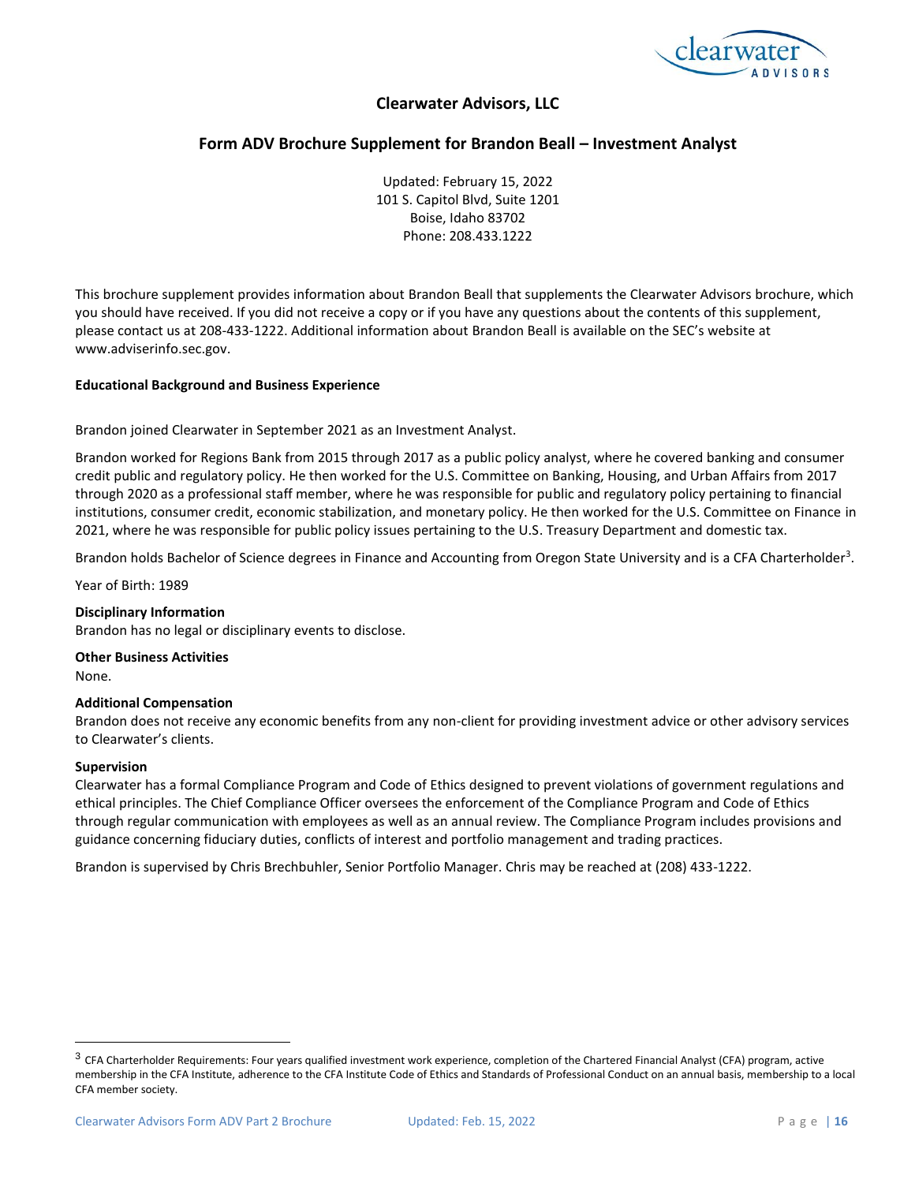## Clearwater Advisors, LLC

## Form ADV Brochure Supplement for Brandon Beall – Investment Analyst

Updated: February 15, 2022
101 S. Capitol Blvd, Suite 1201
Boise, Idaho 83702
Phone: 208.433.1222

This brochure supplement provides information about Brandon Beall that supplements the Clearwater Advisors brochure, which you should have received. If you did not receive a copy or if you have any questions about the contents of this supplement, please contact us at 208-433-1222. Additional information about Brandon Beall is available on the SEC's website at www.adviserinfo.sec.gov.

**Educational Background and Business Experience**

Brandon joined Clearwater in September 2021 as an Investment Analyst.

Brandon worked for Regions Bank from 2015 through 2017 as a public policy analyst, where he covered banking and consumer credit public and regulatory policy. He then worked for the U.S. Committee on Banking, Housing, and Urban Affairs from 2017 through 2020 as a professional staff member, where he was responsible for public and regulatory policy pertaining to financial institutions, consumer credit, economic stabilization, and monetary policy. He then worked for the U.S. Committee on Finance in 2021, where he was responsible for public policy issues pertaining to the U.S. Treasury Department and domestic tax.

Brandon holds Bachelor of Science degrees in Finance and Accounting from Oregon State University and is a CFA Charterholder[3].

Year of Birth: 1989

**Disciplinary Information**
Brandon has no legal or disciplinary events to disclose.

**Other Business Activities**
None.

**Additional Compensation**
Brandon does not receive any economic benefits from any non-client for providing investment advice or other advisory services to Clearwater's clients.

**Supervision**
Clearwater has a formal Compliance Program and Code of Ethics designed to prevent violations of government regulations and ethical principles. The Chief Compliance Officer oversees the enforcement of the Compliance Program and Code of Ethics through regular communication with employees as well as an annual review. The Compliance Program includes provisions and guidance concerning fiduciary duties, conflicts of interest and portfolio management and trading practices.

Brandon is supervised by Chris Brechbuhler, Senior Portfolio Manager. Chris may be reached at (208) 433-1222.

---

[3] CFA Charterholder Requirements: Four years qualified investment work experience, completion of the Chartered Financial Analyst (CFA) program, active membership in the CFA Institute, adherence to the CFA Institute Code of Ethics and Standards of Professional Conduct on an annual basis, membership to a local CFA member society.